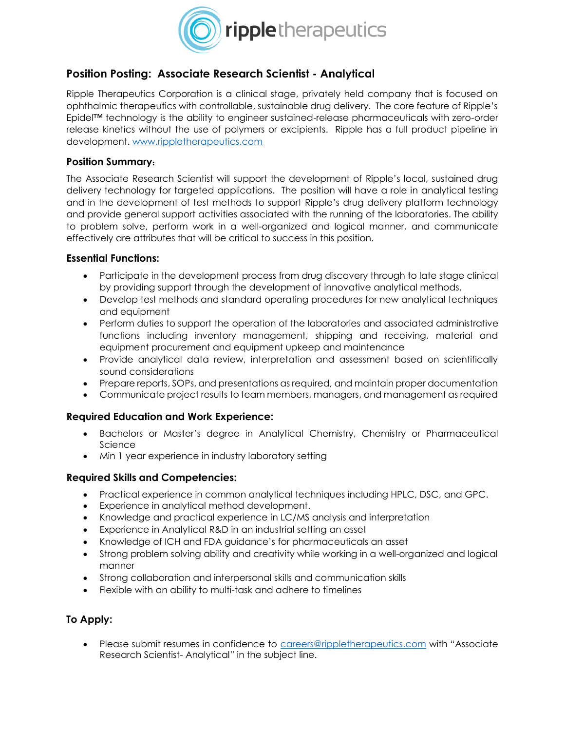# Position Posting: Associate Research Scientist - Analytical

Ripple Therapeutics Corporation is a clinical stage, privately held company that is focused on ophthalmic therapeutics with controllable, sustainable drug delivery. The core feature of Ripple's Epidel™ technology is the ability to engineer sustained-release pharmaceuticals with zero-order release kinetics without the use of polymers or excipients. Ripple has a full product pipeline in development. www.rippletherapeutics.com

## Position Summary:

The Associate Research Scientist will support the development of Ripple's local, sustained drug delivery technology for targeted applications. The position will have a role in analytical testing and in the development of test methods to support Ripple's drug delivery platform technology and provide general support activities associated with the running of the laboratories. The ability to problem solve, perform work in a well-organized and logical manner, and communicate effectively are attributes that will be critical to success in this position.

## Essential Functions:

- Participate in the development process from drug discovery through to late stage clinical by providing support through the development of innovative analytical methods.
- Develop test methods and standard operating procedures for new analytical techniques and equipment
- Perform duties to support the operation of the laboratories and associated administrative functions including inventory management, shipping and receiving, material and equipment procurement and equipment upkeep and maintenance
- Provide analytical data review, interpretation and assessment based on scientifically sound considerations
- Prepare reports, SOPs, and presentations as required, and maintain proper documentation
- Communicate project results to team members, managers, and management as required

## Required Education and Work Experience:

- Bachelors or Master's degree in Analytical Chemistry, Chemistry or Pharmaceutical Science
- Min 1 year experience in industry laboratory setting

## Required Skills and Competencies:

- Practical experience in common analytical techniques including HPLC, DSC, and GPC.
- Experience in analytical method development.
- Knowledge and practical experience in LC/MS analysis and interpretation
- Experience in Analytical R&D in an industrial setting an asset
- Knowledge of ICH and FDA guidance's for pharmaceuticals an asset
- Strong problem solving ability and creativity while working in a well-organized and logical manner
- Strong collaboration and interpersonal skills and communication skills
- Flexible with an ability to multi-task and adhere to timelines

## To Apply:

- Please submit resumes in confidence to careers@rippletherapeutics.com with "Associate Research Scientist- Analytical" in the subject line.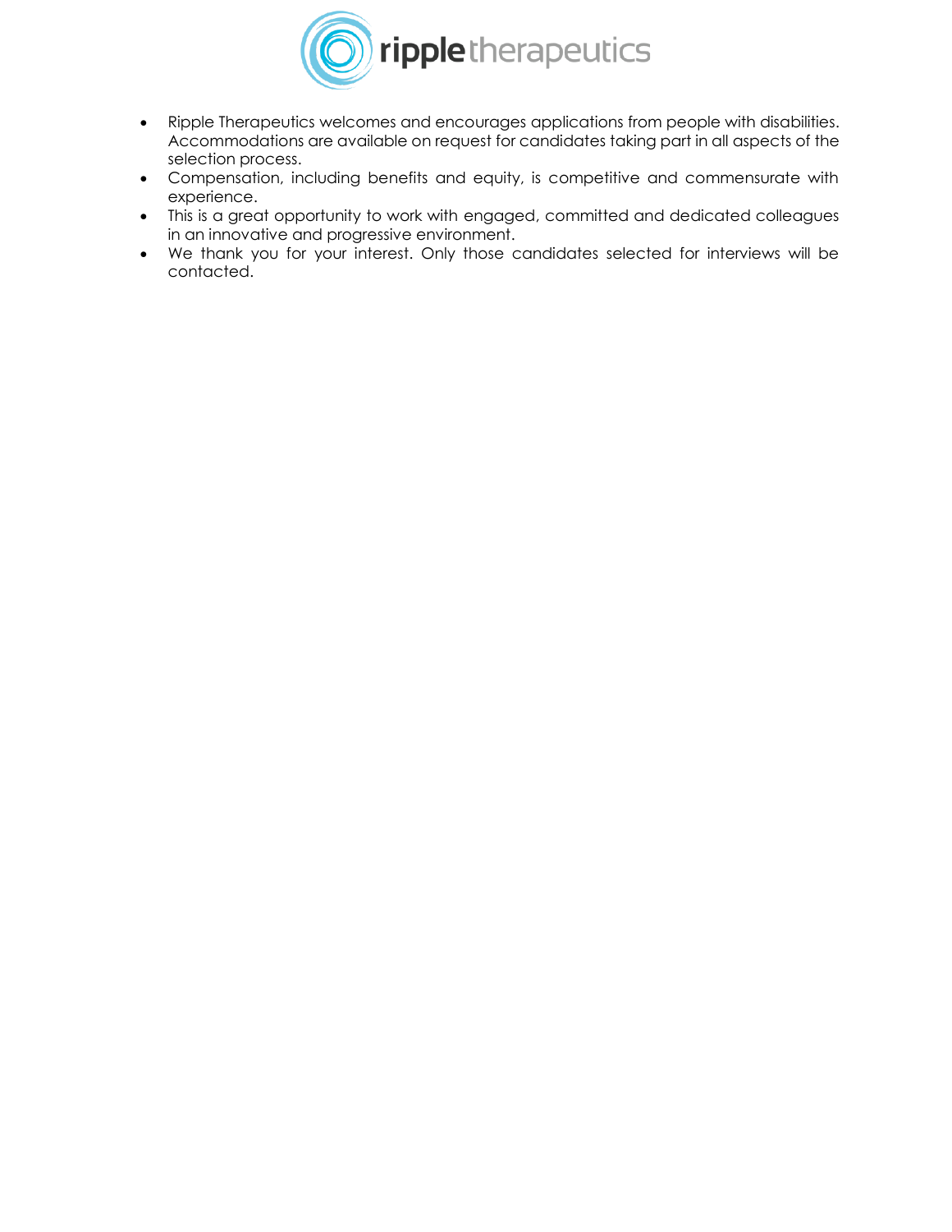- Ripple Therapeutics welcomes and encourages applications from people with disabilities. Accommodations are available on request for candidates taking part in all aspects of the selection process.
- Compensation, including benefits and equity, is competitive and commensurate with experience.
- This is a great opportunity to work with engaged, committed and dedicated colleagues in an innovative and progressive environment.
- We thank you for your interest. Only those candidates selected for interviews will be contacted.